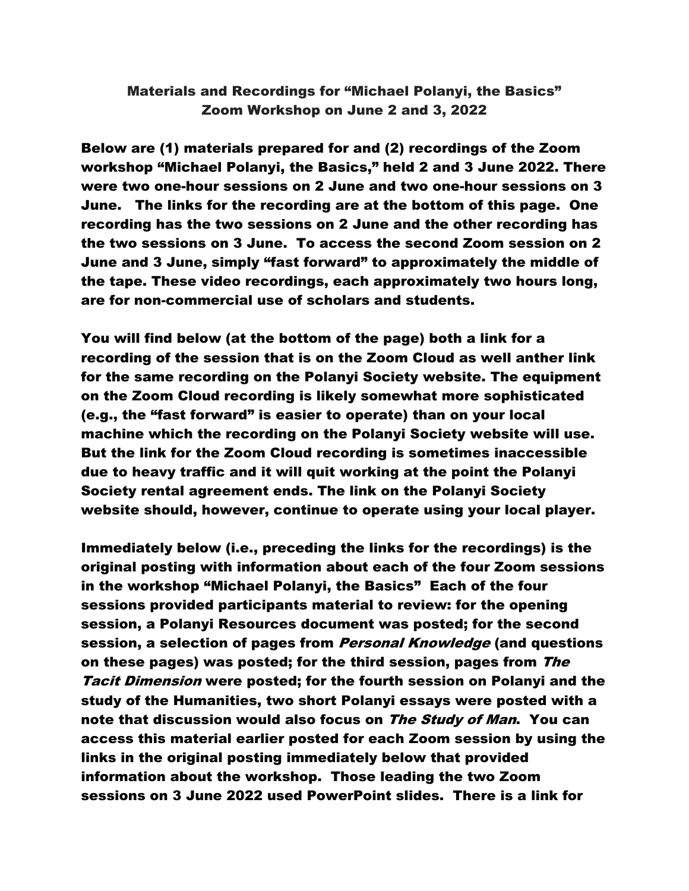# Materials and Recordings for "Michael Polanyi, the Basics" Zoom Workshop on June 2 and 3, 2022

**Below are (1) materials prepared for and (2) recordings of the Zoom workshop "Michael Polanyi, the Basics," held 2 and 3 June 2022. There were two one-hour sessions on 2 June and two one-hour sessions on 3 June. The links for the recording are at the bottom of this page. One recording has the two sessions on 2 June and the other recording has the two sessions on 3 June. To access the second Zoom session on 2 June and 3 June, simply "fast forward" to approximately the middle of the tape. These video recordings, each approximately two hours long, are for non-commercial use of scholars and students.**

**You will find below (at the bottom of the page) both a link for a recording of the session that is on the Zoom Cloud as well anther link for the same recording on the Polanyi Society website. The equipment on the Zoom Cloud recording is likely somewhat more sophisticated (e.g., the "fast forward" is easier to operate) than on your local machine which the recording on the Polanyi Society website will use. But the link for the Zoom Cloud recording is sometimes inaccessible due to heavy traffic and it will quit working at the point the Polanyi Society rental agreement ends. The link on the Polanyi Society website should, however, continue to operate using your local player.**

**Immediately below (i.e., preceding the links for the recordings) is the original posting with information about each of the four Zoom sessions in the workshop "Michael Polanyi, the Basics" Each of the four sessions provided participants material to review: for the opening session, a Polanyi Resources document was posted; for the second session, a selection of pages from *Personal Knowledge* (and questions on these pages) was posted; for the third session, pages from *The Tacit Dimension* were posted; for the fourth session on Polanyi and the study of the Humanities, two short Polanyi essays were posted with a note that discussion would also focus on *The Study of Man*. You can access this material earlier posted for each Zoom session by using the links in the original posting immediately below that provided information about the workshop. Those leading the two Zoom sessions on 3 June 2022 used PowerPoint slides. There is a link for**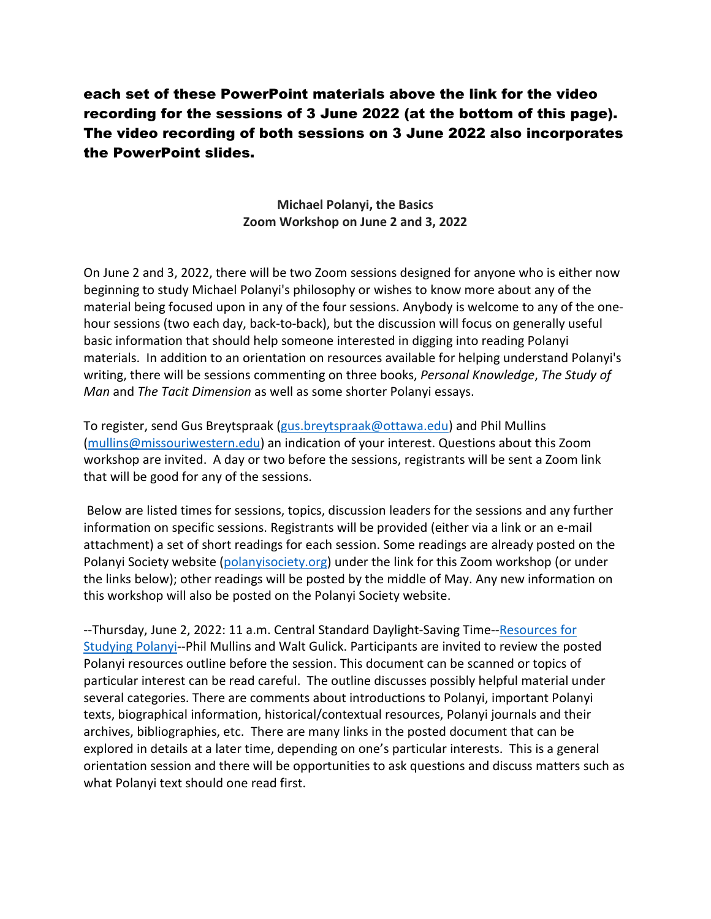**each set of these PowerPoint materials above the link for the video recording for the sessions of 3 June 2022 (at the bottom of this page). The video recording of both sessions on 3 June 2022 also incorporates the PowerPoint slides.**

**Michael Polanyi, the Basics**
**Zoom Workshop on June 2 and 3, 2022**

On June 2 and 3, 2022, there will be two Zoom sessions designed for anyone who is either now beginning to study Michael Polanyi's philosophy or wishes to know more about any of the material being focused upon in any of the four sessions. Anybody is welcome to any of the one-hour sessions (two each day, back-to-back), but the discussion will focus on generally useful basic information that should help someone interested in digging into reading Polanyi materials. In addition to an orientation on resources available for helping understand Polanyi's writing, there will be sessions commenting on three books, *Personal Knowledge*, *The Study of Man* and *The Tacit Dimension* as well as some shorter Polanyi essays.

To register, send Gus Breytspraak (gus.breytspraak@ottawa.edu) and Phil Mullins (mullins@missouriwestern.edu) an indication of your interest. Questions about this Zoom workshop are invited. A day or two before the sessions, registrants will be sent a Zoom link that will be good for any of the sessions.

Below are listed times for sessions, topics, discussion leaders for the sessions and any further information on specific sessions. Registrants will be provided (either via a link or an e-mail attachment) a set of short readings for each session. Some readings are already posted on the Polanyi Society website (polanyisociety.org) under the link for this Zoom workshop (or under the links below); other readings will be posted by the middle of May. Any new information on this workshop will also be posted on the Polanyi Society website.

--Thursday, June 2, 2022: 11 a.m. Central Standard Daylight-Saving Time--Resources for Studying Polanyi--Phil Mullins and Walt Gulick. Participants are invited to review the posted Polanyi resources outline before the session. This document can be scanned or topics of particular interest can be read careful. The outline discusses possibly helpful material under several categories. There are comments about introductions to Polanyi, important Polanyi texts, biographical information, historical/contextual resources, Polanyi journals and their archives, bibliographies, etc. There are many links in the posted document that can be explored in details at a later time, depending on one's particular interests. This is a general orientation session and there will be opportunities to ask questions and discuss matters such as what Polanyi text should one read first.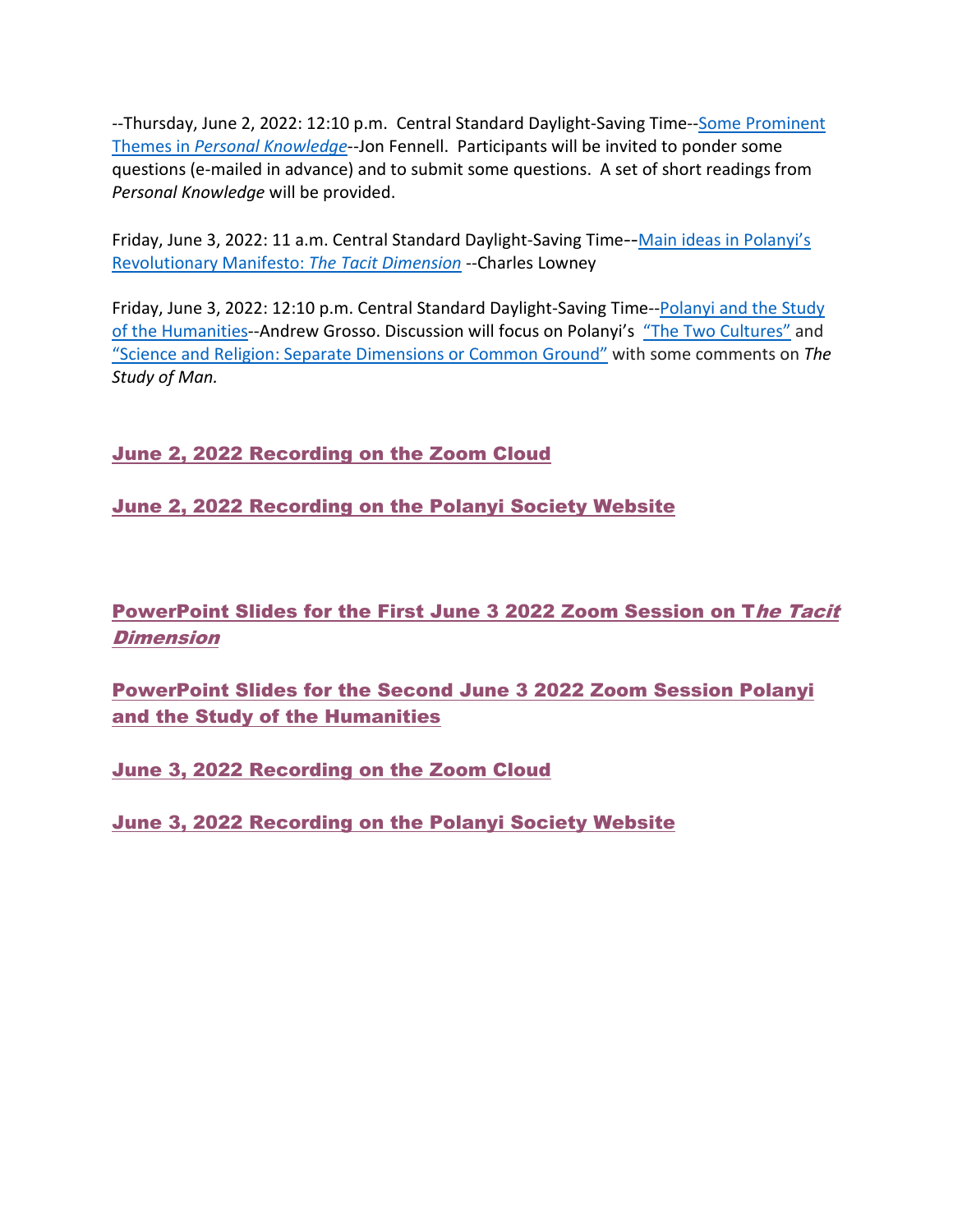--Thursday, June 2, 2022: 12:10 p.m. Central Standard Daylight-Saving Time--Some Prominent Themes in *Personal Knowledge*--Jon Fennell. Participants will be invited to ponder some questions (e-mailed in advance) and to submit some questions. A set of short readings from *Personal Knowledge* will be provided.

Friday, June 3, 2022: 11 a.m. Central Standard Daylight-Saving Time--Main ideas in Polanyi's Revolutionary Manifesto: *The Tacit Dimension* --Charles Lowney

Friday, June 3, 2022: 12:10 p.m. Central Standard Daylight-Saving Time--Polanyi and the Study of the Humanities--Andrew Grosso. Discussion will focus on Polanyi's "The Two Cultures" and "Science and Religion: Separate Dimensions or Common Ground" with some comments on *The Study of Man.*

**June 2, 2022 Recording on the Zoom Cloud**

**June 2, 2022 Recording on the Polanyi Society Website**

**PowerPoint Slides for the First June 3 2022 Zoom Session on T*he Tacit Dimension***

**PowerPoint Slides for the Second June 3 2022 Zoom Session Polanyi and the Study of the Humanities**

**June 3, 2022 Recording on the Zoom Cloud**

**June 3, 2022 Recording on the Polanyi Society Website**